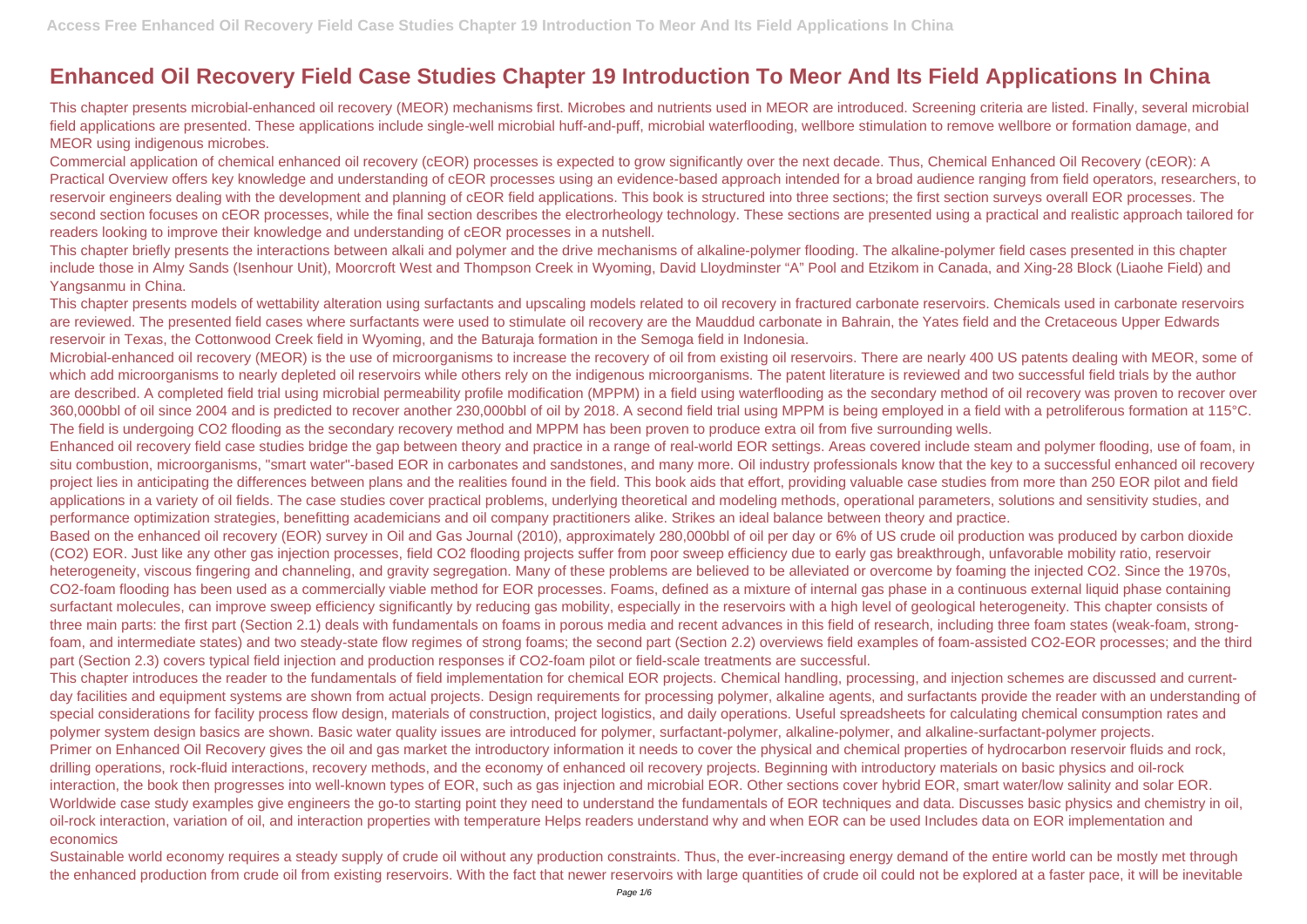# Enhanced Oil Recovery Field Case Studies Chapter 19 Introduction To Meor And Its Field Applications In China

This chapter presents microbial-enhanced oil recovery (MEOR) mechanisms first. Microbes and nutrients used in MEOR are introduced. Screening criteria are listed. Finally, several microbial field applications are presented. These applications include single-well microbial huff-and-puff, microbial waterflooding, wellbore stimulation to remove wellbore or formation damage, and MEOR using indigenous microbes.

Commercial application of chemical enhanced oil recovery (cEOR) processes is expected to grow significantly over the next decade. Thus, Chemical Enhanced Oil Recovery (cEOR): A Practical Overview offers key knowledge and understanding of cEOR processes using an evidence-based approach intended for a broad audience ranging from field operators, researchers, to reservoir engineers dealing with the development and planning of cEOR field applications. This book is structured into three sections; the first section surveys overall EOR processes. The second section focuses on cEOR processes, while the final section describes the electrorheology technology. These sections are presented using a practical and realistic approach tailored for readers looking to improve their knowledge and understanding of cEOR processes in a nutshell.

This chapter briefly presents the interactions between alkali and polymer and the drive mechanisms of alkaline-polymer flooding. The alkaline-polymer field cases presented in this chapter include those in Almy Sands (Isenhour Unit), Moorcroft West and Thompson Creek in Wyoming, David Lloydminster "A" Pool and Etzikom in Canada, and Xing-28 Block (Liaohe Field) and Yangsanmu in China.

This chapter presents models of wettability alteration using surfactants and upscaling models related to oil recovery in fractured carbonate reservoirs. Chemicals used in carbonate reservoirs are reviewed. The presented field cases where surfactants were used to stimulate oil recovery are the Mauddud carbonate in Bahrain, the Yates field and the Cretaceous Upper Edwards reservoir in Texas, the Cottonwood Creek field in Wyoming, and the Baturaja formation in the Semoga field in Indonesia.

Microbial-enhanced oil recovery (MEOR) is the use of microorganisms to increase the recovery of oil from existing oil reservoirs. There are nearly 400 US patents dealing with MEOR, some of which add microorganisms to nearly depleted oil reservoirs while others rely on the indigenous microorganisms. The patent literature is reviewed and two successful field trials by the author are described. A completed field trial using microbial permeability profile modification (MPPM) in a field using waterflooding as the secondary method of oil recovery was proven to recover over 360,000bbl of oil since 2004 and is predicted to recover another 230,000bbl of oil by 2018. A second field trial using MPPM is being employed in a field with a petroliferous formation at 115°C. The field is undergoing $CO_2$ flooding as the secondary recovery method and MPPM has been proven to produce extra oil from five surrounding wells.

Enhanced oil recovery field case studies bridge the gap between theory and practice in a range of real-world EOR settings. Areas covered include steam and polymer flooding, use of foam, in situ combustion, microorganisms, "smart water"-based EOR in carbonates and sandstones, and many more. Oil industry professionals know that the key to a successful enhanced oil recovery project lies in anticipating the differences between plans and the realities found in the field. This book aids that effort, providing valuable case studies from more than 250 EOR pilot and field applications in a variety of oil fields. The case studies cover practical problems, underlying theoretical and modeling methods, operational parameters, solutions and sensitivity studies, and performance optimization strategies, benefitting academicians and oil company practitioners alike. Strikes an ideal balance between theory and practice.

Based on the enhanced oil recovery (EOR) survey in Oil and Gas Journal (2010), approximately 280,000bbl of oil per day or 6% of US crude oil production was produced by carbon dioxide ($CO_2$) EOR. Just like any other gas injection processes, field $CO_2$ flooding projects suffer from poor sweep efficiency due to early gas breakthrough, unfavorable mobility ratio, reservoir heterogeneity, viscous fingering and channeling, and gravity segregation. Many of these problems are believed to be alleviated or overcome by foaming the injected $CO_2$. Since the 1970s, $CO_2$-foam flooding has been used as a commercially viable method for EOR processes. Foams, defined as a mixture of internal gas phase in a continuous external liquid phase containing surfactant molecules, can improve sweep efficiency significantly by reducing gas mobility, especially in the reservoirs with a high level of geological heterogeneity. This chapter consists of three main parts: the first part (Section 2.1) deals with fundamentals on foams in porous media and recent advances in this field of research, including three foam states (weak-foam, strong-foam, and intermediate states) and two steady-state flow regimes of strong foams; the second part (Section 2.2) overviews field examples of foam-assisted $CO_2$-EOR processes; and the third part (Section 2.3) covers typical field injection and production responses if $CO_2$-foam pilot or field-scale treatments are successful.

This chapter introduces the reader to the fundamentals of field implementation for chemical EOR projects. Chemical handling, processing, and injection schemes are discussed and current-day facilities and equipment systems are shown from actual projects. Design requirements for processing polymer, alkaline agents, and surfactants provide the reader with an understanding of special considerations for facility process flow design, materials of construction, project logistics, and daily operations. Useful spreadsheets for calculating chemical consumption rates and polymer system design basics are shown. Basic water quality issues are introduced for polymer, surfactant-polymer, alkaline-polymer, and alkaline-surfactant-polymer projects.

Primer on Enhanced Oil Recovery gives the oil and gas market the introductory information it needs to cover the physical and chemical properties of hydrocarbon reservoir fluids and rock, drilling operations, rock-fluid interactions, recovery methods, and the economy of enhanced oil recovery projects. Beginning with introductory materials on basic physics and oil-rock interaction, the book then progresses into well-known types of EOR, such as gas injection and microbial EOR. Other sections cover hybrid EOR, smart water/low salinity and solar EOR. Worldwide case study examples give engineers the go-to starting point they need to understand the fundamentals of EOR techniques and data. Discusses basic physics and chemistry in oil, oil-rock interaction, variation of oil, and interaction properties with temperature Helps readers understand why and when EOR can be used Includes data on EOR implementation and economics

Sustainable world economy requires a steady supply of crude oil without any production constraints. Thus, the ever-increasing energy demand of the entire world can be mostly met through the enhanced production from crude oil from existing reservoirs. With the fact that newer reservoirs with large quantities of crude oil could not be explored at a faster pace, it will be inevitable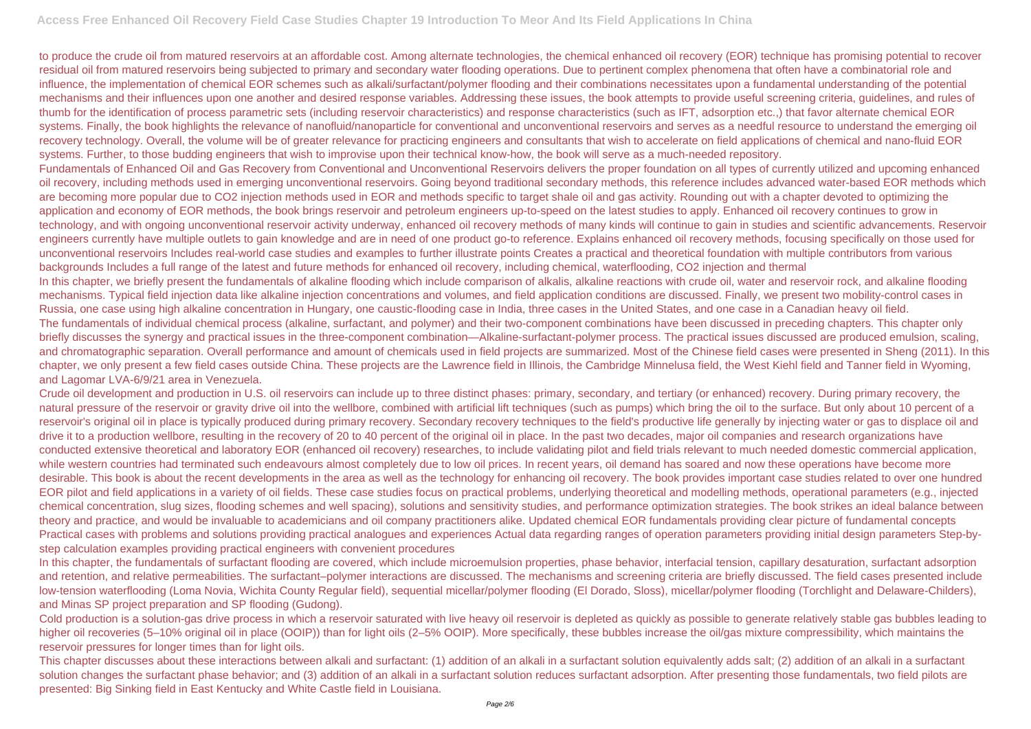to produce the crude oil from matured reservoirs at an affordable cost. Among alternate technologies, the chemical enhanced oil recovery (EOR) technique has promising potential to recover residual oil from matured reservoirs being subjected to primary and secondary water flooding operations. Due to pertinent complex phenomena that often have a combinatorial role and influence, the implementation of chemical EOR schemes such as alkali/surfactant/polymer flooding and their combinations necessitates upon a fundamental understanding of the potential mechanisms and their influences upon one another and desired response variables. Addressing these issues, the book attempts to provide useful screening criteria, guidelines, and rules of thumb for the identification of process parametric sets (including reservoir characteristics) and response characteristics (such as IFT, adsorption etc.,) that favor alternate chemical EOR systems. Finally, the book highlights the relevance of nanofluid/nanoparticle for conventional and unconventional reservoirs and serves as a needful resource to understand the emerging oil recovery technology. Overall, the volume will be of greater relevance for practicing engineers and consultants that wish to accelerate on field applications of chemical and nano-fluid EOR systems. Further, to those budding engineers that wish to improvise upon their technical know-how, the book will serve as a much-needed repository.

Fundamentals of Enhanced Oil and Gas Recovery from Conventional and Unconventional Reservoirs delivers the proper foundation on all types of currently utilized and upcoming enhanced oil recovery, including methods used in emerging unconventional reservoirs. Going beyond traditional secondary methods, this reference includes advanced water-based EOR methods which are becoming more popular due to $CO_2$ injection methods used in EOR and methods specific to target shale oil and gas activity. Rounding out with a chapter devoted to optimizing the application and economy of EOR methods, the book brings reservoir and petroleum engineers up-to-speed on the latest studies to apply. Enhanced oil recovery continues to grow in technology, and with ongoing unconventional reservoir activity underway, enhanced oil recovery methods of many kinds will continue to gain in studies and scientific advancements. Reservoir engineers currently have multiple outlets to gain knowledge and are in need of one product go-to reference. Explains enhanced oil recovery methods, focusing specifically on those used for unconventional reservoirs Includes real-world case studies and examples to further illustrate points Creates a practical and theoretical foundation with multiple contributors from various backgrounds Includes a full range of the latest and future methods for enhanced oil recovery, including chemical, waterflooding, $CO_2$ injection and thermal

In this chapter, we briefly present the fundamentals of alkaline flooding which include comparison of alkalis, alkaline reactions with crude oil, water and reservoir rock, and alkaline flooding mechanisms. Typical field injection data like alkaline injection concentrations and volumes, and field application conditions are discussed. Finally, we present two mobility-control cases in Russia, one case using high alkaline concentration in Hungary, one caustic-flooding case in India, three cases in the United States, and one case in a Canadian heavy oil field.

The fundamentals of individual chemical process (alkaline, surfactant, and polymer) and their two-component combinations have been discussed in preceding chapters. This chapter only briefly discusses the synergy and practical issues in the three-component combination—Alkaline-surfactant-polymer process. The practical issues discussed are produced emulsion, scaling, and chromatographic separation. Overall performance and amount of chemicals used in field projects are summarized. Most of the Chinese field cases were presented in Sheng (2011). In this chapter, we only present a few field cases outside China. These projects are the Lawrence field in Illinois, the Cambridge Minnelusa field, the West Kiehl field and Tanner field in Wyoming, and Lagomar LVA-6/9/21 area in Venezuela.

Crude oil development and production in U.S. oil reservoirs can include up to three distinct phases: primary, secondary, and tertiary (or enhanced) recovery. During primary recovery, the natural pressure of the reservoir or gravity drive oil into the wellbore, combined with artificial lift techniques (such as pumps) which bring the oil to the surface. But only about 10 percent of a reservoir's original oil in place is typically produced during primary recovery. Secondary recovery techniques to the field's productive life generally by injecting water or gas to displace oil and drive it to a production wellbore, resulting in the recovery of 20 to 40 percent of the original oil in place. In the past two decades, major oil companies and research organizations have conducted extensive theoretical and laboratory EOR (enhanced oil recovery) researches, to include validating pilot and field trials relevant to much needed domestic commercial application, while western countries had terminated such endeavours almost completely due to low oil prices. In recent years, oil demand has soared and now these operations have become more desirable. This book is about the recent developments in the area as well as the technology for enhancing oil recovery. The book provides important case studies related to over one hundred EOR pilot and field applications in a variety of oil fields. These case studies focus on practical problems, underlying theoretical and modelling methods, operational parameters (e.g., injected chemical concentration, slug sizes, flooding schemes and well spacing), solutions and sensitivity studies, and performance optimization strategies. The book strikes an ideal balance between theory and practice, and would be invaluable to academicians and oil company practitioners alike. Updated chemical EOR fundamentals providing clear picture of fundamental concepts Practical cases with problems and solutions providing practical analogues and experiences Actual data regarding ranges of operation parameters providing initial design parameters Step-by-step calculation examples providing practical engineers with convenient procedures

In this chapter, the fundamentals of surfactant flooding are covered, which include microemulsion properties, phase behavior, interfacial tension, capillary desaturation, surfactant adsorption and retention, and relative permeabilities. The surfactant–polymer interactions are discussed. The mechanisms and screening criteria are briefly discussed. The field cases presented include low-tension waterflooding (Loma Novia, Wichita County Regular field), sequential micellar/polymer flooding (El Dorado, Sloss), micellar/polymer flooding (Torchlight and Delaware-Childers), and Minas SP project preparation and SP flooding (Gudong).

Cold production is a solution-gas drive process in which a reservoir saturated with live heavy oil reservoir is depleted as quickly as possible to generate relatively stable gas bubbles leading to higher oil recoveries (5–10% original oil in place (OOIP)) than for light oils (2–5% OOIP). More specifically, these bubbles increase the oil/gas mixture compressibility, which maintains the reservoir pressures for longer times than for light oils.

This chapter discusses about these interactions between alkali and surfactant: (1) addition of an alkali in a surfactant solution equivalently adds salt; (2) addition of an alkali in a surfactant solution changes the surfactant phase behavior; and (3) addition of an alkali in a surfactant solution reduces surfactant adsorption. After presenting those fundamentals, two field pilots are presented: Big Sinking field in East Kentucky and White Castle field in Louisiana.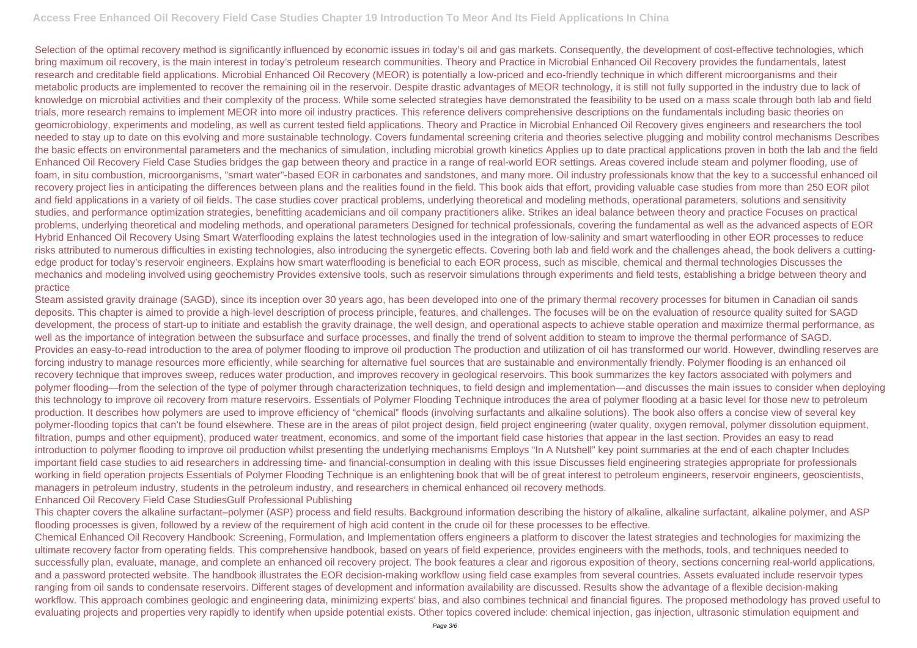Selection of the optimal recovery method is significantly influenced by economic issues in today's oil and gas markets. Consequently, the development of cost-effective technologies, which bring maximum oil recovery, is the main interest in today's petroleum research communities. Theory and Practice in Microbial Enhanced Oil Recovery provides the fundamentals, latest research and creditable field applications. Microbial Enhanced Oil Recovery (MEOR) is potentially a low-priced and eco-friendly technique in which different microorganisms and their metabolic products are implemented to recover the remaining oil in the reservoir. Despite drastic advantages of MEOR technology, it is still not fully supported in the industry due to lack of knowledge on microbial activities and their complexity of the process. While some selected strategies have demonstrated the feasibility to be used on a mass scale through both lab and field trials, more research remains to implement MEOR into more oil industry practices. This reference delivers comprehensive descriptions on the fundamentals including basic theories on geomicrobiology, experiments and modeling, as well as current tested field applications. Theory and Practice in Microbial Enhanced Oil Recovery gives engineers and researchers the tool needed to stay up to date on this evolving and more sustainable technology. Covers fundamental screening criteria and theories selective plugging and mobility control mechanisms Describes the basic effects on environmental parameters and the mechanics of simulation, including microbial growth kinetics Applies up to date practical applications proven in both the lab and the field Enhanced Oil Recovery Field Case Studies bridges the gap between theory and practice in a range of real-world EOR settings. Areas covered include steam and polymer flooding, use of foam, in situ combustion, microorganisms, "smart water"-based EOR in carbonates and sandstones, and many more. Oil industry professionals know that the key to a successful enhanced oil recovery project lies in anticipating the differences between plans and the realities found in the field. This book aids that effort, providing valuable case studies from more than 250 EOR pilot and field applications in a variety of oil fields. The case studies cover practical problems, underlying theoretical and modeling methods, operational parameters, solutions and sensitivity studies, and performance optimization strategies, benefitting academicians and oil company practitioners alike. Strikes an ideal balance between theory and practice Focuses on practical problems, underlying theoretical and modeling methods, and operational parameters Designed for technical professionals, covering the fundamental as well as the advanced aspects of EOR Hybrid Enhanced Oil Recovery Using Smart Waterflooding explains the latest technologies used in the integration of low-salinity and smart waterflooding in other EOR processes to reduce risks attributed to numerous difficulties in existing technologies, also introducing the synergetic effects. Covering both lab and field work and the challenges ahead, the book delivers a cutting-edge product for today's reservoir engineers. Explains how smart waterflooding is beneficial to each EOR process, such as miscible, chemical and thermal technologies Discusses the mechanics and modeling involved using geochemistry Provides extensive tools, such as reservoir simulations through experiments and field tests, establishing a bridge between theory and practice

Steam assisted gravity drainage (SAGD), since its inception over 30 years ago, has been developed into one of the primary thermal recovery processes for bitumen in Canadian oil sands deposits. This chapter is aimed to provide a high-level description of process principle, features, and challenges. The focuses will be on the evaluation of resource quality suited for SAGD development, the process of start-up to initiate and establish the gravity drainage, the well design, and operational aspects to achieve stable operation and maximize thermal performance, as well as the importance of integration between the subsurface and surface processes, and finally the trend of solvent addition to steam to improve the thermal performance of SAGD.

Provides an easy-to-read introduction to the area of polymer flooding to improve oil production The production and utilization of oil has transformed our world. However, dwindling reserves are forcing industry to manage resources more efficiently, while searching for alternative fuel sources that are sustainable and environmentally friendly. Polymer flooding is an enhanced oil recovery technique that improves sweep, reduces water production, and improves recovery in geological reservoirs. This book summarizes the key factors associated with polymers and polymer flooding—from the selection of the type of polymer through characterization techniques, to field design and implementation—and discusses the main issues to consider when deploying this technology to improve oil recovery from mature reservoirs. Essentials of Polymer Flooding Technique introduces the area of polymer flooding at a basic level for those new to petroleum production. It describes how polymers are used to improve efficiency of "chemical" floods (involving surfactants and alkaline solutions). The book also offers a concise view of several key polymer-flooding topics that can't be found elsewhere. These are in the areas of pilot project design, field project engineering (water quality, oxygen removal, polymer dissolution equipment, filtration, pumps and other equipment), produced water treatment, economics, and some of the important field case histories that appear in the last section. Provides an easy to read introduction to polymer flooding to improve oil production whilst presenting the underlying mechanisms Employs "In A Nutshell" key point summaries at the end of each chapter Includes important field case studies to aid researchers in addressing time- and financial-consumption in dealing with this issue Discusses field engineering strategies appropriate for professionals working in field operation projects Essentials of Polymer Flooding Technique is an enlightening book that will be of great interest to petroleum engineers, reservoir engineers, geoscientists, managers in petroleum industry, students in the petroleum industry, and researchers in chemical enhanced oil recovery methods.

Enhanced Oil Recovery Field Case StudiesGulf Professional Publishing

This chapter covers the alkaline surfactant–polymer (ASP) process and field results. Background information describing the history of alkaline, alkaline surfactant, alkaline polymer, and ASP flooding processes is given, followed by a review of the requirement of high acid content in the crude oil for these processes to be effective.

Chemical Enhanced Oil Recovery Handbook: Screening, Formulation, and Implementation offers engineers a platform to discover the latest strategies and technologies for maximizing the ultimate recovery factor from operating fields. This comprehensive handbook, based on years of field experience, provides engineers with the methods, tools, and techniques needed to successfully plan, evaluate, manage, and complete an enhanced oil recovery project. The book features a clear and rigorous exposition of theory, sections concerning real-world applications, and a password protected website. The handbook illustrates the EOR decision-making workflow using field case examples from several countries. Assets evaluated include reservoir types ranging from oil sands to condensate reservoirs. Different stages of development and information availability are discussed. Results show the advantage of a flexible decision-making workflow. This approach combines geologic and engineering data, minimizing experts' bias, and also combines technical and financial figures. The proposed methodology has proved useful to evaluating projects and properties very rapidly to identify when upside potential exists. Other topics covered include: chemical injection, gas injection, ultrasonic stimulation equipment and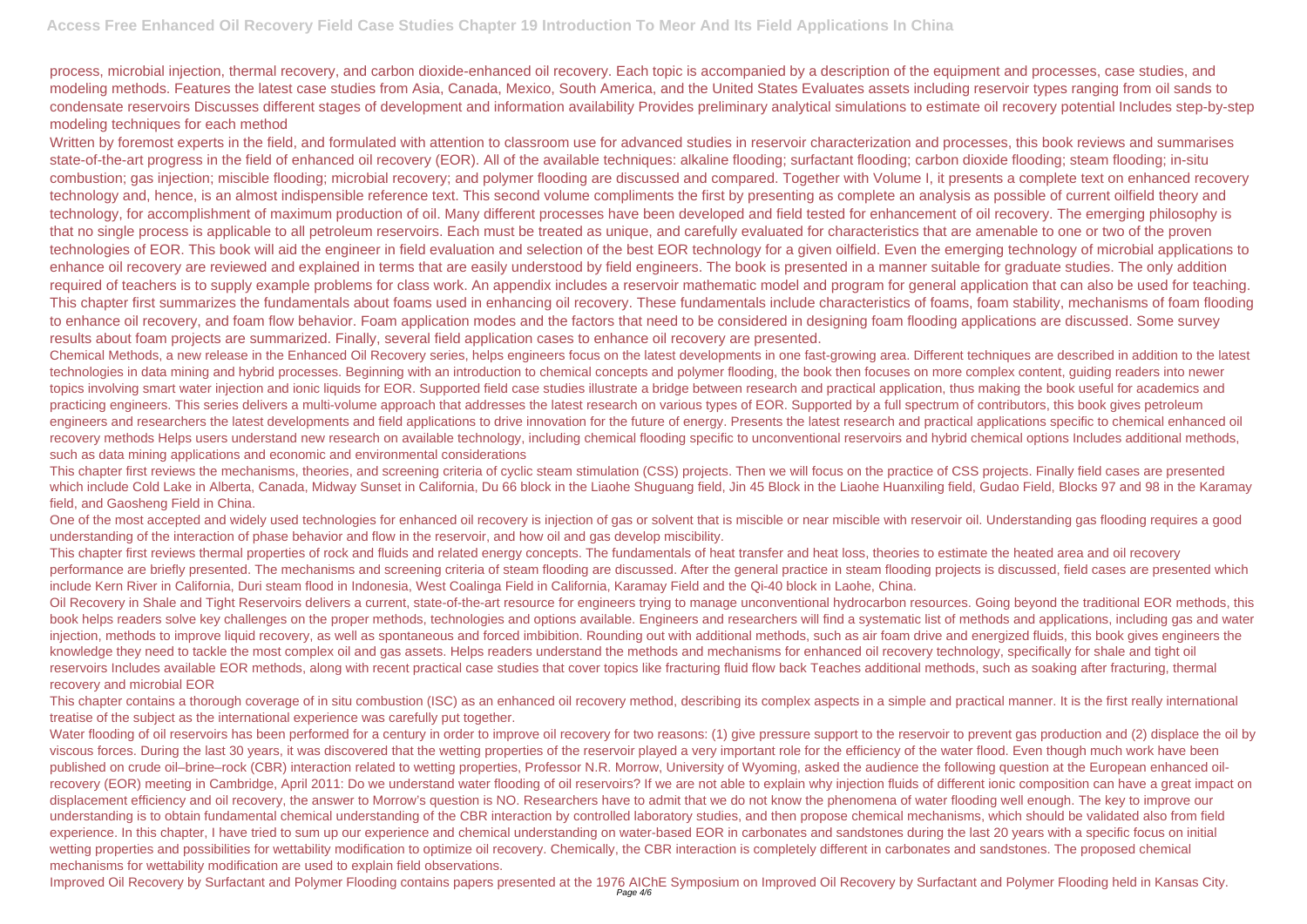process, microbial injection, thermal recovery, and carbon dioxide-enhanced oil recovery. Each topic is accompanied by a description of the equipment and processes, case studies, and modeling methods. Features the latest case studies from Asia, Canada, Mexico, South America, and the United States Evaluates assets including reservoir types ranging from oil sands to condensate reservoirs Discusses different stages of development and information availability Provides preliminary analytical simulations to estimate oil recovery potential Includes step-by-step modeling techniques for each method

Written by foremost experts in the field, and formulated with attention to classroom use for advanced studies in reservoir characterization and processes, this book reviews and summarises state-of-the-art progress in the field of enhanced oil recovery (EOR). All of the available techniques: alkaline flooding; surfactant flooding; carbon dioxide flooding; steam flooding; in-situ combustion; gas injection; miscible flooding; microbial recovery; and polymer flooding are discussed and compared. Together with Volume I, it presents a complete text on enhanced recovery technology and, hence, is an almost indispensible reference text. This second volume compliments the first by presenting as complete an analysis as possible of current oilfield theory and technology, for accomplishment of maximum production of oil. Many different processes have been developed and field tested for enhancement of oil recovery. The emerging philosophy is that no single process is applicable to all petroleum reservoirs. Each must be treated as unique, and carefully evaluated for characteristics that are amenable to one or two of the proven technologies of EOR. This book will aid the engineer in field evaluation and selection of the best EOR technology for a given oilfield. Even the emerging technology of microbial applications to enhance oil recovery are reviewed and explained in terms that are easily understood by field engineers. The book is presented in a manner suitable for graduate studies. The only addition required of teachers is to supply example problems for class work. An appendix includes a reservoir mathematic model and program for general application that can also be used for teaching. This chapter first summarizes the fundamentals about foams used in enhancing oil recovery. These fundamentals include characteristics of foams, foam stability, mechanisms of foam flooding to enhance oil recovery, and foam flow behavior. Foam application modes and the factors that need to be considered in designing foam flooding applications are discussed. Some survey results about foam projects are summarized. Finally, several field application cases to enhance oil recovery are presented.

Chemical Methods, a new release in the Enhanced Oil Recovery series, helps engineers focus on the latest developments in one fast-growing area. Different techniques are described in addition to the latest technologies in data mining and hybrid processes. Beginning with an introduction to chemical concepts and polymer flooding, the book then focuses on more complex content, guiding readers into newer topics involving smart water injection and ionic liquids for EOR. Supported field case studies illustrate a bridge between research and practical application, thus making the book useful for academics and practicing engineers. This series delivers a multi-volume approach that addresses the latest research on various types of EOR. Supported by a full spectrum of contributors, this book gives petroleum engineers and researchers the latest developments and field applications to drive innovation for the future of energy. Presents the latest research and practical applications specific to chemical enhanced oil recovery methods Helps users understand new research on available technology, including chemical flooding specific to unconventional reservoirs and hybrid chemical options Includes additional methods, such as data mining applications and economic and environmental considerations

This chapter first reviews the mechanisms, theories, and screening criteria of cyclic steam stimulation (CSS) projects. Then we will focus on the practice of CSS projects. Finally field cases are presented which include Cold Lake in Alberta, Canada, Midway Sunset in California, Du 66 block in the Liaohe Shuguang field, Jin 45 Block in the Liaohe Huanxiling field, Gudao Field, Blocks 97 and 98 in the Karamay field, and Gaosheng Field in China.

One of the most accepted and widely used technologies for enhanced oil recovery is injection of gas or solvent that is miscible or near miscible with reservoir oil. Understanding gas flooding requires a good understanding of the interaction of phase behavior and flow in the reservoir, and how oil and gas develop miscibility.

This chapter first reviews thermal properties of rock and fluids and related energy concepts. The fundamentals of heat transfer and heat loss, theories to estimate the heated area and oil recovery performance are briefly presented. The mechanisms and screening criteria of steam flooding are discussed. After the general practice in steam flooding projects is discussed, field cases are presented which include Kern River in California, Duri steam flood in Indonesia, West Coalinga Field in California, Karamay Field and the Qi-40 block in Laohe, China.

Oil Recovery in Shale and Tight Reservoirs delivers a current, state-of-the-art resource for engineers trying to manage unconventional hydrocarbon resources. Going beyond the traditional EOR methods, this book helps readers solve key challenges on the proper methods, technologies and options available. Engineers and researchers will find a systematic list of methods and applications, including gas and water injection, methods to improve liquid recovery, as well as spontaneous and forced imbibition. Rounding out with additional methods, such as air foam drive and energized fluids, this book gives engineers the knowledge they need to tackle the most complex oil and gas assets. Helps readers understand the methods and mechanisms for enhanced oil recovery technology, specifically for shale and tight oil reservoirs Includes available EOR methods, along with recent practical case studies that cover topics like fracturing fluid flow back Teaches additional methods, such as soaking after fracturing, thermal recovery and microbial EOR

This chapter contains a thorough coverage of in situ combustion (ISC) as an enhanced oil recovery method, describing its complex aspects in a simple and practical manner. It is the first really international treatise of the subject as the international experience was carefully put together.

Water flooding of oil reservoirs has been performed for a century in order to improve oil recovery for two reasons: (1) give pressure support to the reservoir to prevent gas production and (2) displace the oil by viscous forces. During the last 30 years, it was discovered that the wetting properties of the reservoir played a very important role for the efficiency of the water flood. Even though much work have been published on crude oil–brine–rock (CBR) interaction related to wetting properties, Professor N.R. Morrow, University of Wyoming, asked the audience the following question at the European enhanced oil-recovery (EOR) meeting in Cambridge, April 2011: Do we understand water flooding of oil reservoirs? If we are not able to explain why injection fluids of different ionic composition can have a great impact on displacement efficiency and oil recovery, the answer to Morrow's question is NO. Researchers have to admit that we do not know the phenomena of water flooding well enough. The key to improve our understanding is to obtain fundamental chemical understanding of the CBR interaction by controlled laboratory studies, and then propose chemical mechanisms, which should be validated also from field experience. In this chapter, I have tried to sum up our experience and chemical understanding on water-based EOR in carbonates and sandstones during the last 20 years with a specific focus on initial wetting properties and possibilities for wettability modification to optimize oil recovery. Chemically, the CBR interaction is completely different in carbonates and sandstones. The proposed chemical mechanisms for wettability modification are used to explain field observations.

Improved Oil Recovery by Surfactant and Polymer Flooding contains papers presented at the 1976 AIChE Symposium on Improved Oil Recovery by Surfactant and Polymer Flooding held in Kansas City.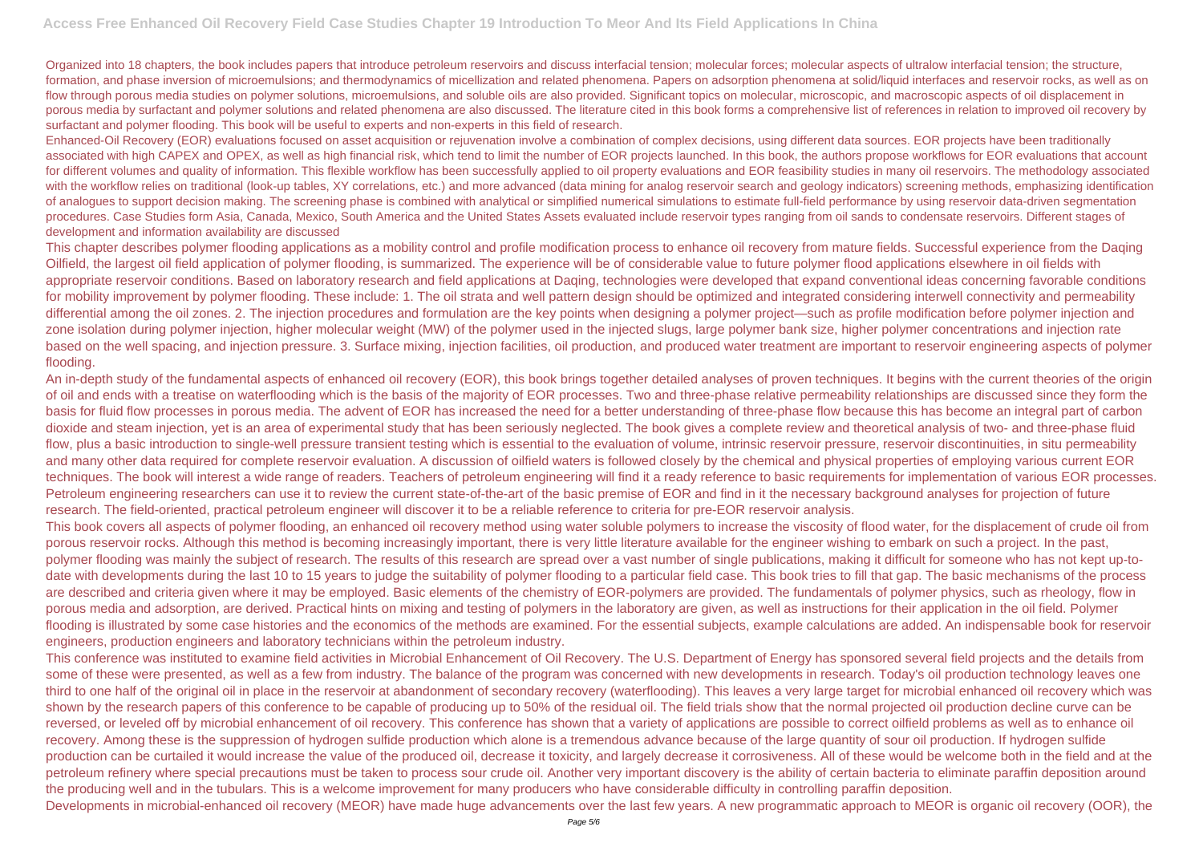Organized into 18 chapters, the book includes papers that introduce petroleum reservoirs and discuss interfacial tension; molecular forces; molecular aspects of ultralow interfacial tension; the structure, formation, and phase inversion of microemulsions; and thermodynamics of micellization and related phenomena. Papers on adsorption phenomena at solid/liquid interfaces and reservoir rocks, as well as on flow through porous media studies on polymer solutions, microemulsions, and soluble oils are also provided. Significant topics on molecular, microscopic, and macroscopic aspects of oil displacement in porous media by surfactant and polymer solutions and related phenomena are also discussed. The literature cited in this book forms a comprehensive list of references in relation to improved oil recovery by surfactant and polymer flooding. This book will be useful to experts and non-experts in this field of research.

Enhanced-Oil Recovery (EOR) evaluations focused on asset acquisition or rejuvenation involve a combination of complex decisions, using different data sources. EOR projects have been traditionally associated with high CAPEX and OPEX, as well as high financial risk, which tend to limit the number of EOR projects launched. In this book, the authors propose workflows for EOR evaluations that account for different volumes and quality of information. This flexible workflow has been successfully applied to oil property evaluations and EOR feasibility studies in many oil reservoirs. The methodology associated with the workflow relies on traditional (look-up tables, XY correlations, etc.) and more advanced (data mining for analog reservoir search and geology indicators) screening methods, emphasizing identification of analogues to support decision making. The screening phase is combined with analytical or simplified numerical simulations to estimate full-field performance by using reservoir data-driven segmentation procedures. Case Studies form Asia, Canada, Mexico, South America and the United States Assets evaluated include reservoir types ranging from oil sands to condensate reservoirs. Different stages of development and information availability are discussed

This chapter describes polymer flooding applications as a mobility control and profile modification process to enhance oil recovery from mature fields. Successful experience from the Daqing Oilfield, the largest oil field application of polymer flooding, is summarized. The experience will be of considerable value to future polymer flood applications elsewhere in oil fields with appropriate reservoir conditions. Based on laboratory research and field applications at Daqing, technologies were developed that expand conventional ideas concerning favorable conditions for mobility improvement by polymer flooding. These include: 1. The oil strata and well pattern design should be optimized and integrated considering interwell connectivity and permeability differential among the oil zones. 2. The injection procedures and formulation are the key points when designing a polymer project—such as profile modification before polymer injection and zone isolation during polymer injection, higher molecular weight (MW) of the polymer used in the injected slugs, large polymer bank size, higher polymer concentrations and injection rate based on the well spacing, and injection pressure. 3. Surface mixing, injection facilities, oil production, and produced water treatment are important to reservoir engineering aspects of polymer flooding.

An in-depth study of the fundamental aspects of enhanced oil recovery (EOR), this book brings together detailed analyses of proven techniques. It begins with the current theories of the origin of oil and ends with a treatise on waterflooding which is the basis of the majority of EOR processes. Two and three-phase relative permeability relationships are discussed since they form the basis for fluid flow processes in porous media. The advent of EOR has increased the need for a better understanding of three-phase flow because this has become an integral part of carbon dioxide and steam injection, yet is an area of experimental study that has been seriously neglected. The book gives a complete review and theoretical analysis of two- and three-phase fluid flow, plus a basic introduction to single-well pressure transient testing which is essential to the evaluation of volume, intrinsic reservoir pressure, reservoir discontinuities, in situ permeability and many other data required for complete reservoir evaluation. A discussion of oilfield waters is followed closely by the chemical and physical properties of employing various current EOR techniques. The book will interest a wide range of readers. Teachers of petroleum engineering will find it a ready reference to basic requirements for implementation of various EOR processes. Petroleum engineering researchers can use it to review the current state-of-the-art of the basic premise of EOR and find in it the necessary background analyses for projection of future research. The field-oriented, practical petroleum engineer will discover it to be a reliable reference to criteria for pre-EOR reservoir analysis.

This book covers all aspects of polymer flooding, an enhanced oil recovery method using water soluble polymers to increase the viscosity of flood water, for the displacement of crude oil from porous reservoir rocks. Although this method is becoming increasingly important, there is very little literature available for the engineer wishing to embark on such a project. In the past, polymer flooding was mainly the subject of research. The results of this research are spread over a vast number of single publications, making it difficult for someone who has not kept up-to-date with developments during the last 10 to 15 years to judge the suitability of polymer flooding to a particular field case. This book tries to fill that gap. The basic mechanisms of the process are described and criteria given where it may be employed. Basic elements of the chemistry of EOR-polymers are provided. The fundamentals of polymer physics, such as rheology, flow in porous media and adsorption, are derived. Practical hints on mixing and testing of polymers in the laboratory are given, as well as instructions for their application in the oil field. Polymer flooding is illustrated by some case histories and the economics of the methods are examined. For the essential subjects, example calculations are added. An indispensable book for reservoir engineers, production engineers and laboratory technicians within the petroleum industry.

This conference was instituted to examine field activities in Microbial Enhancement of Oil Recovery. The U.S. Department of Energy has sponsored several field projects and the details from some of these were presented, as well as a few from industry. The balance of the program was concerned with new developments in research. Today's oil production technology leaves one third to one half of the original oil in place in the reservoir at abandonment of secondary recovery (waterflooding). This leaves a very large target for microbial enhanced oil recovery which was shown by the research papers of this conference to be capable of producing up to 50% of the residual oil. The field trials show that the normal projected oil production decline curve can be reversed, or leveled off by microbial enhancement of oil recovery. This conference has shown that a variety of applications are possible to correct oilfield problems as well as to enhance oil recovery. Among these is the suppression of hydrogen sulfide production which alone is a tremendous advance because of the large quantity of sour oil production. If hydrogen sulfide production can be curtailed it would increase the value of the produced oil, decrease it toxicity, and largely decrease it corrosiveness. All of these would be welcome both in the field and at the petroleum refinery where special precautions must be taken to process sour crude oil. Another very important discovery is the ability of certain bacteria to eliminate paraffin deposition around the producing well and in the tubulars. This is a welcome improvement for many producers who have considerable difficulty in controlling paraffin deposition.

Developments in microbial-enhanced oil recovery (MEOR) have made huge advancements over the last few years. A new programmatic approach to MEOR is organic oil recovery (OOR), the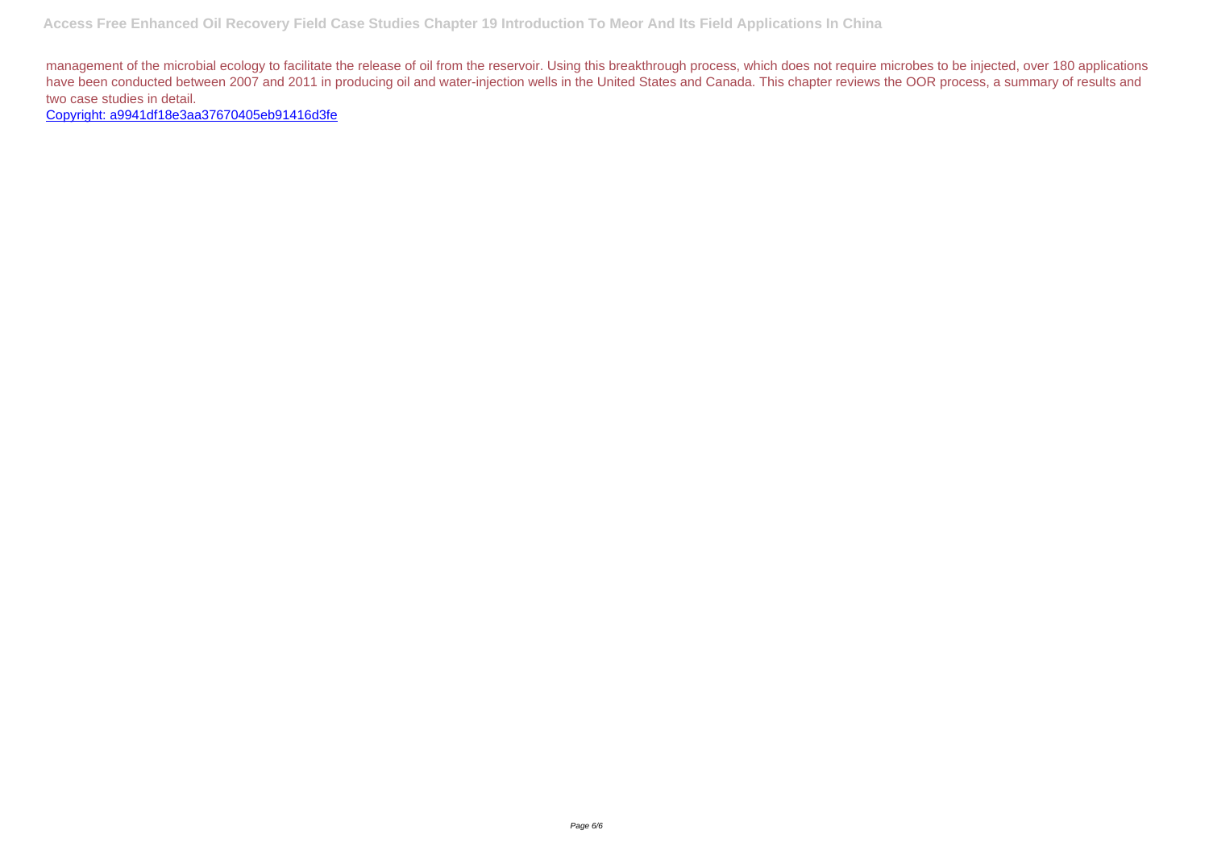management of the microbial ecology to facilitate the release of oil from the reservoir. Using this breakthrough process, which does not require microbes to be injected, over 180 applications have been conducted between 2007 and 2011 in producing oil and water-injection wells in the United States and Canada. This chapter reviews the OOR process, a summary of results and two case studies in detail.

Copyright: a9941df18e3aa37670405eb91416d3fe